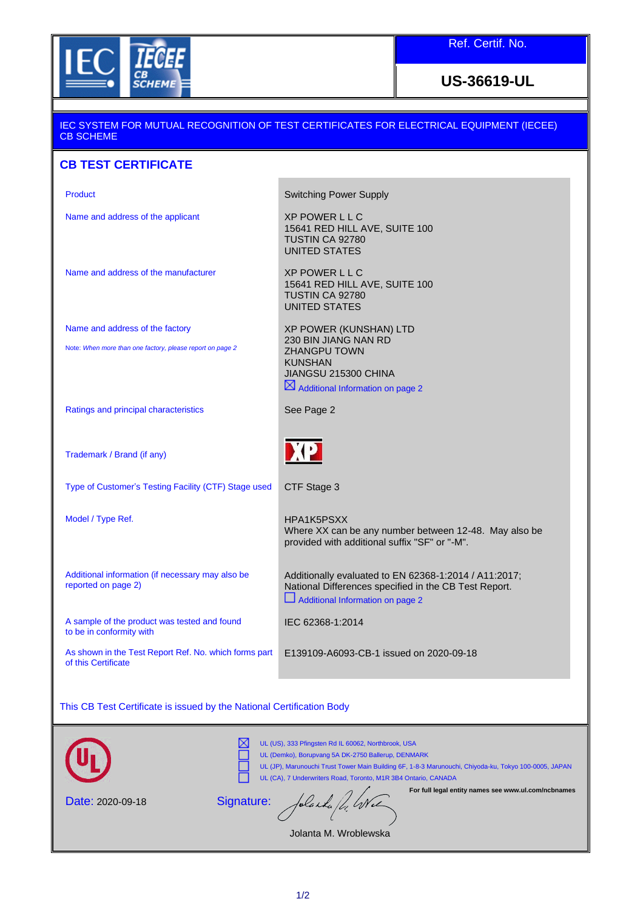| IEC IECEE CB SCHEME | Ref. Certif. No. |
|---|---|
| | **US-36619-UL** |

IEC SYSTEM FOR MUTUAL RECOGNITION OF TEST CERTIFICATES FOR ELECTRICAL EQUIPMENT (IECEE) CB SCHEME

## CB TEST CERTIFICATE

| | |
|---|---|
| Product | Switching Power Supply |
| Name and address of the applicant | XP POWER L L C<br>15641 RED HILL AVE, SUITE 100<br>TUSTIN CA 92780<br>UNITED STATES |
| Name and address of the manufacturer | XP POWER L L C<br>15641 RED HILL AVE, SUITE 100<br>TUSTIN CA 92780<br>UNITED STATES |
| Name and address of the factory<br><br>Note: *When more than one factory, please report on page 2* | XP POWER (KUNSHAN) LTD<br>230 BIN JIANG NAN RD<br>ZHANGPU TOWN<br>KUNSHAN<br>JIANGSU 215300 CHINA<br>☒ Additional Information on page 2 |
| Ratings and principal characteristics | See Page 2 |
| Trademark / Brand (if any) | XP |
| Type of Customer's Testing Facility (CTF) Stage used | CTF Stage 3 |
| Model / Type Ref. | HPA1K5PSXX<br>Where XX can be any number between 12-48. May also be provided with additional suffix "SF" or "-M". |
| Additional information (if necessary may also be reported on page 2) | Additionally evaluated to EN 62368-1:2014 / A11:2017; National Differences specified in the CB Test Report.<br>☐ Additional Information on page 2 |
| A sample of the product was tested and found to be in conformity with | IEC 62368-1:2014 |
| As shown in the Test Report Ref. No. which forms part of this Certificate | E139109-A6093-CB-1 issued on 2020-09-18 |

This CB Test Certificate is issued by the National Certification Body

☒ UL (US), 333 Pfingsten Rd IL 60062, Northbrook, USA
☐ UL (Demko), Borupvang 5A DK-2750 Ballerup, DENMARK
☐ UL (JP), Marunouchi Trust Tower Main Building 6F, 1-8-3 Marunouchi, Chiyoda-ku, Tokyo 100-0005, JAPAN
☐ UL (CA), 7 Underwriters Road, Toronto, M1R 3B4 Ontario, CANADA

**For full legal entity names see www.ul.com/ncbnames**

Date: 2020-09-18

Signature:

Jolanta M. Wroblewska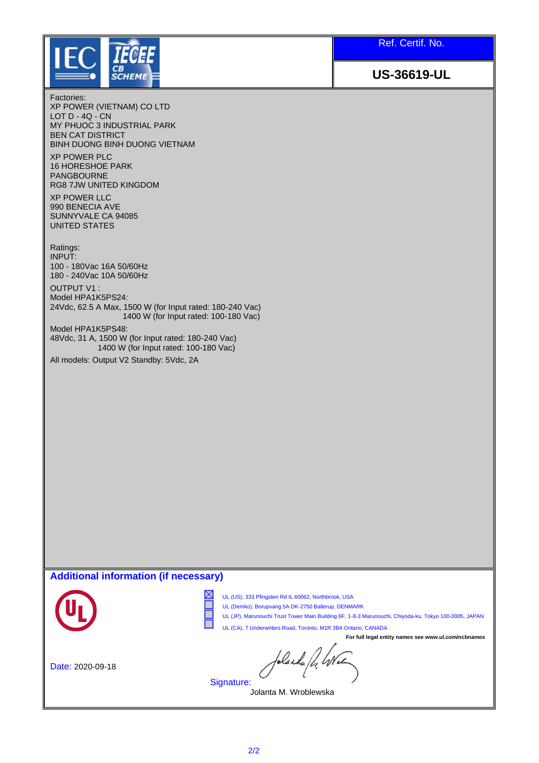Ref. Certif. No.

**US-36619-UL**

Factories:
XP POWER (VIETNAM) CO LTD
LOT D - 4Q - CN
MY PHUOC 3 INDUSTRIAL PARK
BEN CAT DISTRICT
BINH DUONG BINH DUONG VIETNAM

XP POWER PLC
16 HORESHOE PARK
PANGBOURNE
RG8 7JW UNITED KINGDOM

XP POWER LLC
990 BENECIA AVE
SUNNYVALE CA 94085
UNITED STATES

Ratings:
INPUT:
100 - 180Vac 16A 50/60Hz
180 - 240Vac 10A 50/60Hz

OUTPUT V1 :
Model HPA1K5PS24:
24Vdc, 62.5 A Max, 1500 W (for Input rated: 180-240 Vac)
1400 W (for Input rated: 100-180 Vac)

Model HPA1K5PS48:
48Vdc, 31 A, 1500 W (for Input rated: 180-240 Vac)
1400 W (for Input rated: 100-180 Vac)

All models: Output V2 Standby: 5Vdc, 2A

## Additional information (if necessary)

- [x] UL (US), 333 Pfingsten Rd IL 60062, Northbrook, USA
- [ ] UL (Demko), Borupvang 5A DK-2750 Ballerup, DENMARK
- [ ] UL (JP), Marunouchi Trust Tower Main Building 6F, 1-8-3 Marunouchi, Chiyoda-ku, Tokyo 100-0005, JAPAN
- [ ] UL (CA), 7 Underwriters Road, Toronto, M1R 3B4 Ontario, CANADA

**For full legal entity names see www.ul.com/ncbnames**

Date: 2020-09-18

Signature:
Jolanta M. Wroblewska